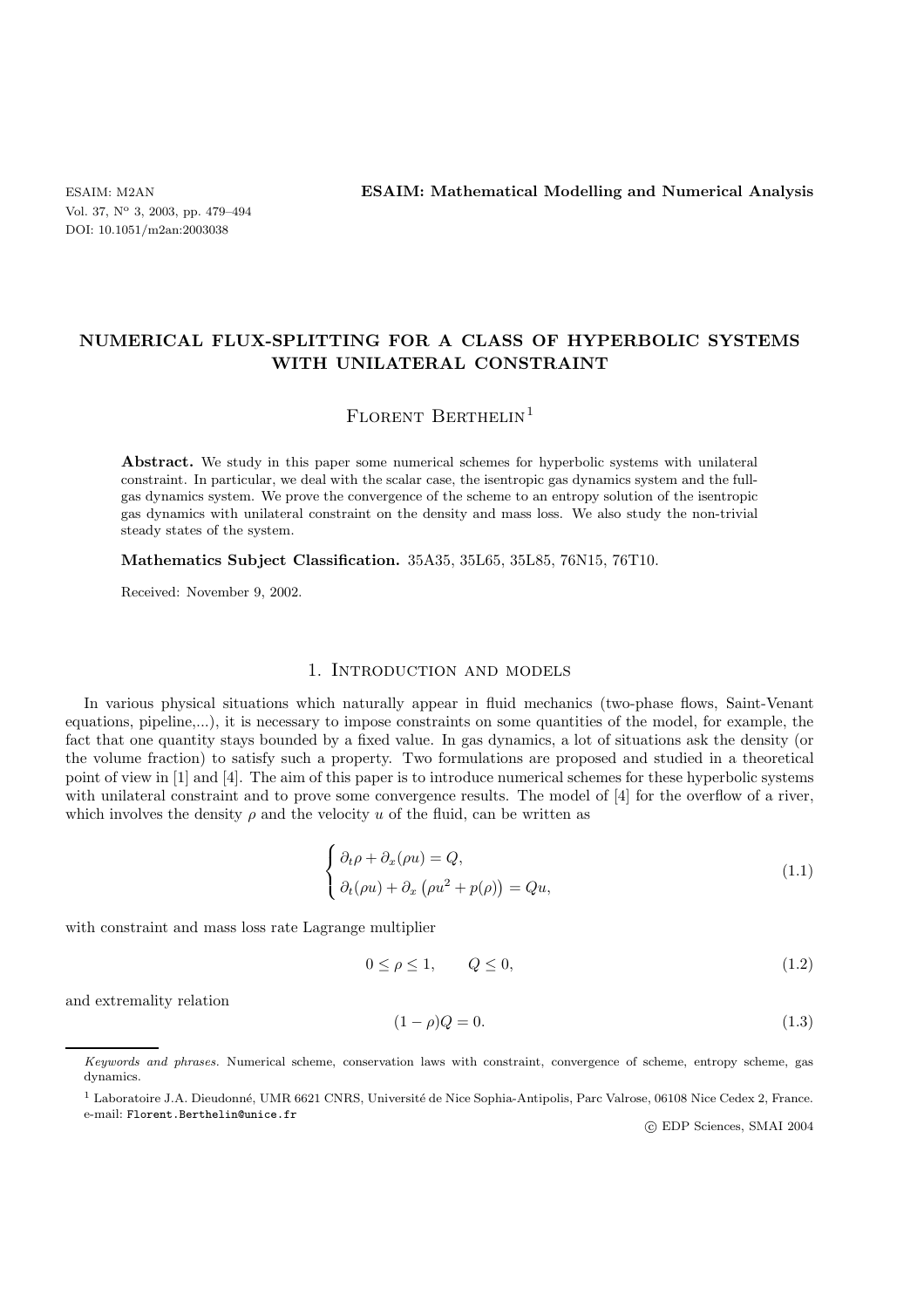# NUMERICAL FLUX-SPLITTING FOR A CLASS OF HYPERBOLIC SYSTEMS WITH UNILATERAL CONSTRAINT

Florent Berthelin[1]

**Abstract.** We study in this paper some numerical schemes for hyperbolic systems with unilateral constraint. In particular, we deal with the scalar case, the isentropic gas dynamics system and the full-gas dynamics system. We prove the convergence of the scheme to an entropy solution of the isentropic gas dynamics with unilateral constraint on the density and mass loss. We also study the non-trivial steady states of the system.

**Mathematics Subject Classification.** 35A35, 35L65, 35L85, 76N15, 76T10.

Received: November 9, 2002.

## 1. Introduction and models

In various physical situations which naturally appear in fluid mechanics (two-phase flows, Saint-Venant equations, pipeline,...), it is necessary to impose constraints on some quantities of the model, for example, the fact that one quantity stays bounded by a fixed value. In gas dynamics, a lot of situations ask the density (or the volume fraction) to satisfy such a property. Two formulations are proposed and studied in a theoretical point of view in [1] and [4]. The aim of this paper is to introduce numerical schemes for these hyperbolic systems with unilateral constraint and to prove some convergence results. The model of [4] for the overflow of a river, which involves the density $\rho$ and the velocity $u$ of the fluid, can be written as

$$\begin{cases} \partial_t \rho + \partial_x(\rho u) = Q, \\ \partial_t(\rho u) + \partial_x \left(\rho u^2 + p(\rho)\right) = Qu, \end{cases} \tag{1.1}$$

with constraint and mass loss rate Lagrange multiplier

$$0 \leq \rho \leq 1, \qquad Q \leq 0, \tag{1.2}$$

and extremality relation

$$(1-\rho)Q = 0. \tag{1.3}$$

---

*Keywords and phrases.* Numerical scheme, conservation laws with constraint, convergence of scheme, entropy scheme, gas dynamics.

[1] Laboratoire J.A. Dieudonné, UMR 6621 CNRS, Université de Nice Sophia-Antipolis, Parc Valrose, 06108 Nice Cedex 2, France. e-mail: Florent.Berthelin@unice.fr

© EDP Sciences, SMAI 2004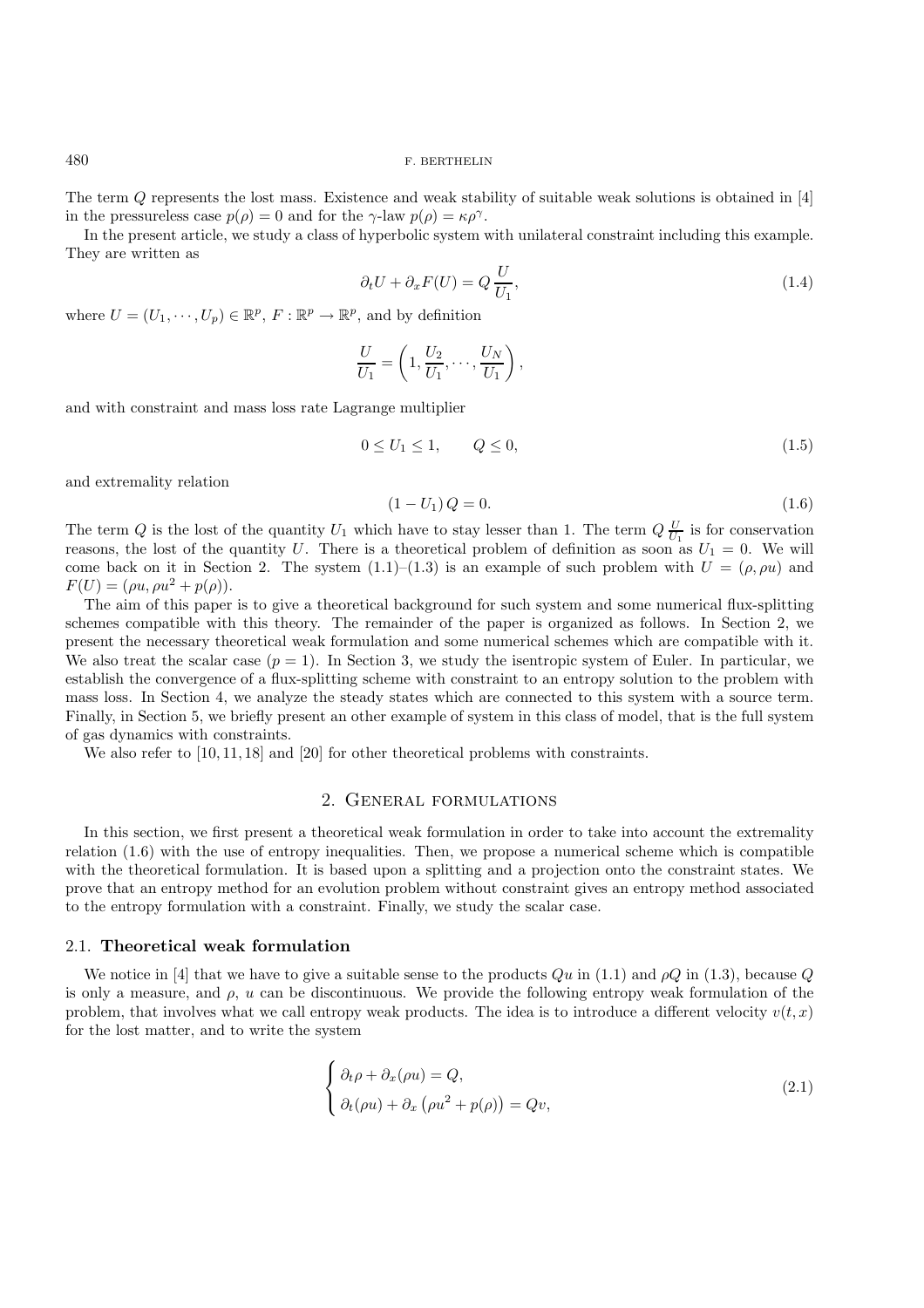The term $Q$ represents the lost mass. Existence and weak stability of suitable weak solutions is obtained in [4] in the pressureless case $p(\rho) = 0$ and for the $\gamma$-law $p(\rho) = \kappa\rho^\gamma$.

In the present article, we study a class of hyperbolic system with unilateral constraint including this example. They are written as

$$\partial_t U + \partial_x F(U) = Q\,\frac{U}{U_1}, \tag{1.4}$$

where $U = (U_1, \cdots, U_p) \in \mathbb{R}^p$, $F : \mathbb{R}^p \to \mathbb{R}^p$, and by definition

$$\frac{U}{U_1} = \left(1, \frac{U_2}{U_1}, \cdots, \frac{U_N}{U_1}\right),$$

and with constraint and mass loss rate Lagrange multiplier

$$0 \le U_1 \le 1, \qquad Q \le 0, \tag{1.5}$$

and extremality relation

$$(1 - U_1)\,Q = 0. \tag{1.6}$$

The term $Q$ is the lost of the quantity $U_1$ which have to stay lesser than 1. The term $Q\,\frac{U}{U_1}$ is for conservation reasons, the lost of the quantity $U$. There is a theoretical problem of definition as soon as $U_1 = 0$. We will come back on it in Section 2. The system (1.1)–(1.3) is an example of such problem with $U = (\rho, \rho u)$ and $F(U) = (\rho u, \rho u^2 + p(\rho))$.

The aim of this paper is to give a theoretical background for such system and some numerical flux-splitting schemes compatible with this theory. The remainder of the paper is organized as follows. In Section 2, we present the necessary theoretical weak formulation and some numerical schemes which are compatible with it. We also treat the scalar case ($p = 1$). In Section 3, we study the isentropic system of Euler. In particular, we establish the convergence of a flux-splitting scheme with constraint to an entropy solution to the problem with mass loss. In Section 4, we analyze the steady states which are connected to this system with a source term. Finally, in Section 5, we briefly present an other example of system in this class of model, that is the full system of gas dynamics with constraints.

We also refer to [10, 11, 18] and [20] for other theoretical problems with constraints.

## 2. General formulations

In this section, we first present a theoretical weak formulation in order to take into account the extremality relation (1.6) with the use of entropy inequalities. Then, we propose a numerical scheme which is compatible with the theoretical formulation. It is based upon a splitting and a projection onto the constraint states. We prove that an entropy method for an evolution problem without constraint gives an entropy method associated to the entropy formulation with a constraint. Finally, we study the scalar case.

### 2.1. Theoretical weak formulation

We notice in [4] that we have to give a suitable sense to the products $Qu$ in (1.1) and $\rho Q$ in (1.3), because $Q$ is only a measure, and $\rho$, $u$ can be discontinuous. We provide the following entropy weak formulation of the problem, that involves what we call entropy weak products. The idea is to introduce a different velocity $v(t, x)$ for the lost matter, and to write the system

$$\begin{cases} \partial_t \rho + \partial_x(\rho u) = Q, \\ \partial_t(\rho u) + \partial_x\left(\rho u^2 + p(\rho)\right) = Qv, \end{cases} \tag{2.1}$$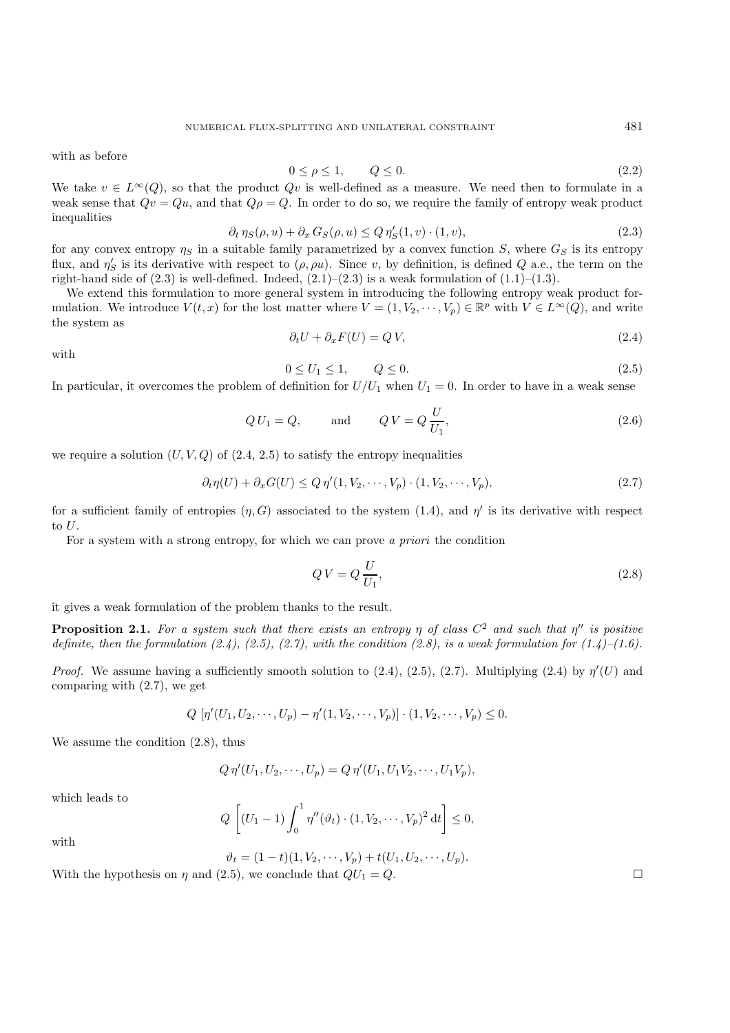with as before

$$0 \leq \rho \leq 1, \qquad Q \leq 0. \tag{2.2}$$

We take $v \in L^\infty(Q)$, so that the product $Qv$ is well-defined as a measure. We need then to formulate in a weak sense that $Qv = Qu$, and that $Q\rho = Q$. In order to do so, we require the family of entropy weak product inequalities

$$\partial_t \eta_S(\rho, u) + \partial_x G_S(\rho, u) \leq Q\, \eta_S'(1, v) \cdot (1, v), \tag{2.3}$$

for any convex entropy $\eta_S$ in a suitable family parametrized by a convex function $S$, where $G_S$ is its entropy flux, and $\eta_S'$ is its derivative with respect to $(\rho, \rho u)$. Since $v$, by definition, is defined $Q$ a.e., the term on the right-hand side of (2.3) is well-defined. Indeed, (2.1)–(2.3) is a weak formulation of (1.1)–(1.3).

We extend this formulation to more general system in introducing the following entropy weak product formulation. We introduce $V(t, x)$ for the lost matter where $V = (1, V_2, \cdots, V_p) \in \mathbb{R}^p$ with $V \in L^\infty(Q)$, and write the system as

$$\partial_t U + \partial_x F(U) = Q\, V, \tag{2.4}$$

with

$$0 \leq U_1 \leq 1, \qquad Q \leq 0. \tag{2.5}$$

In particular, it overcomes the problem of definition for $U/U_1$ when $U_1 = 0$. In order to have in a weak sense

$$Q\, U_1 = Q, \qquad \text{and} \qquad Q\, V = Q\, \frac{U}{U_1}, \tag{2.6}$$

we require a solution $(U, V, Q)$ of (2.4, 2.5) to satisfy the entropy inequalities

$$\partial_t \eta(U) + \partial_x G(U) \leq Q\, \eta'(1, V_2, \cdots, V_p) \cdot (1, V_2, \cdots, V_p), \tag{2.7}$$

for a sufficient family of entropies $(\eta, G)$ associated to the system (1.4), and $\eta'$ is its derivative with respect to $U$.

For a system with a strong entropy, for which we can prove *a priori* the condition

$$Q\, V = Q\, \frac{U}{U_1}, \tag{2.8}$$

it gives a weak formulation of the problem thanks to the result.

**Proposition 2.1.** *For a system such that there exists an entropy $\eta$ of class $C^2$ and such that $\eta''$ is positive definite, then the formulation (2.4), (2.5), (2.7), with the condition (2.8), is a weak formulation for (1.4)–(1.6).*

*Proof.* We assume having a sufficiently smooth solution to (2.4), (2.5), (2.7). Multiplying (2.4) by $\eta'(U)$ and comparing with (2.7), we get

$$Q\, \left[\eta'(U_1, U_2, \cdots, U_p) - \eta'(1, V_2, \cdots, V_p)\right] \cdot (1, V_2, \cdots, V_p) \leq 0.$$

We assume the condition (2.8), thus

$$Q\, \eta'(U_1, U_2, \cdots, U_p) = Q\, \eta'(U_1, U_1 V_2, \cdots, U_1 V_p),$$

which leads to

$$Q\, \left[(U_1 - 1) \int_0^1 \eta''(\vartheta_t) \cdot (1, V_2, \cdots, V_p)^2 \, \mathrm{d}t\right] \leq 0,$$

with

$$\vartheta_t = (1 - t)(1, V_2, \cdots, V_p) + t(U_1, U_2, \cdots, U_p).$$

With the hypothesis on $\eta$ and (2.5), we conclude that $QU_1 = Q$. $\square$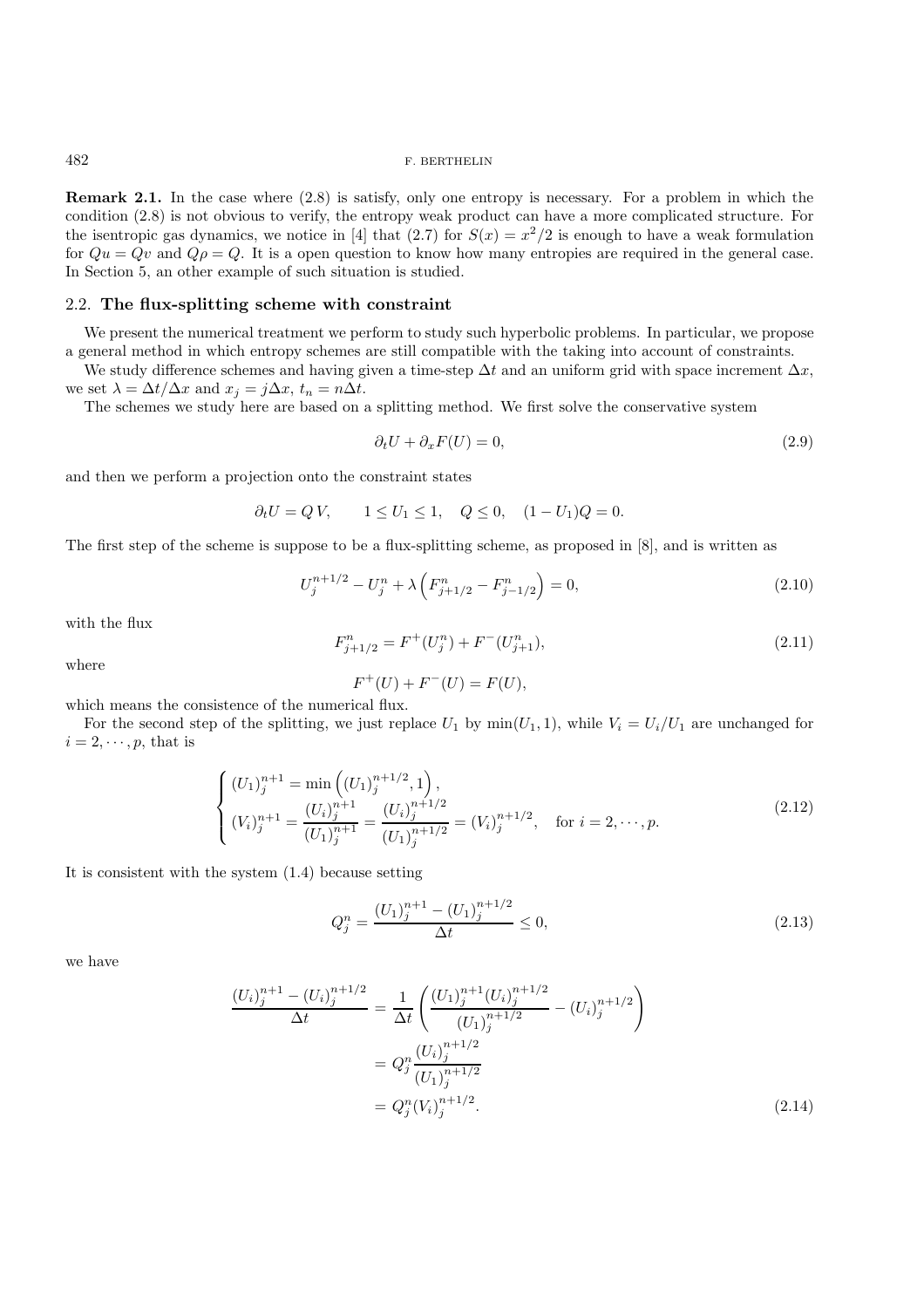**Remark 2.1.** In the case where (2.8) is satisfy, only one entropy is necessary. For a problem in which the condition (2.8) is not obvious to verify, the entropy weak product can have a more complicated structure. For the isentropic gas dynamics, we notice in [4] that (2.7) for $S(x) = x^2/2$ is enough to have a weak formulation for $Qu = Qv$ and $Q\rho = Q$. It is a open question to know how many entropies are required in the general case. In Section 5, an other example of such situation is studied.

### 2.2. The flux-splitting scheme with constraint

We present the numerical treatment we perform to study such hyperbolic problems. In particular, we propose a general method in which entropy schemes are still compatible with the taking into account of constraints.

We study difference schemes and having given a time-step $\Delta t$ and an uniform grid with space increment $\Delta x$, we set $\lambda = \Delta t/\Delta x$ and $x_j = j\Delta x$, $t_n = n\Delta t$.

The schemes we study here are based on a splitting method. We first solve the conservative system

$$\partial_t U + \partial_x F(U) = 0, \tag{2.9}$$

and then we perform a projection onto the constraint states

$$\partial_t U = Q\,V, \qquad 1 \le U_1 \le 1, \quad Q \le 0, \quad (1 - U_1)Q = 0.$$

The first step of the scheme is suppose to be a flux-splitting scheme, as proposed in [8], and is written as

$$U_j^{n+1/2} - U_j^n + \lambda \left( F_{j+1/2}^n - F_{j-1/2}^n \right) = 0, \tag{2.10}$$

with the flux

$$F_{j+1/2}^n = F^+(U_j^n) + F^-(U_{j+1}^n), \tag{2.11}$$

where

$$F^+(U) + F^-(U) = F(U),$$

which means the consistence of the numerical flux.

For the second step of the splitting, we just replace $U_1$ by $\min(U_1, 1)$, while $V_i = U_i/U_1$ are unchanged for $i = 2, \cdots, p$, that is

$$\begin{cases} (U_1)_j^{n+1} = \min\left( (U_1)_j^{n+1/2}, 1 \right), \\ (V_i)_j^{n+1} = \dfrac{(U_i)_j^{n+1}}{(U_1)_j^{n+1}} = \dfrac{(U_i)_j^{n+1/2}}{(U_1)_j^{n+1/2}} = (V_i)_j^{n+1/2}, \quad \text{for } i = 2, \cdots, p. \end{cases} \tag{2.12}$$

It is consistent with the system (1.4) because setting

$$Q_j^n = \frac{(U_1)_j^{n+1} - (U_1)_j^{n+1/2}}{\Delta t} \le 0, \tag{2.13}$$

we have

$$\begin{aligned} \frac{(U_i)_j^{n+1} - (U_i)_j^{n+1/2}}{\Delta t} &= \frac{1}{\Delta t} \left( \frac{(U_1)_j^{n+1} (U_i)_j^{n+1/2}}{(U_1)_j^{n+1/2}} - (U_i)_j^{n+1/2} \right) \\ &= Q_j^n \frac{(U_i)_j^{n+1/2}}{(U_1)_j^{n+1/2}} \\ &= Q_j^n (V_i)_j^{n+1/2}. \end{aligned} \tag{2.14}$$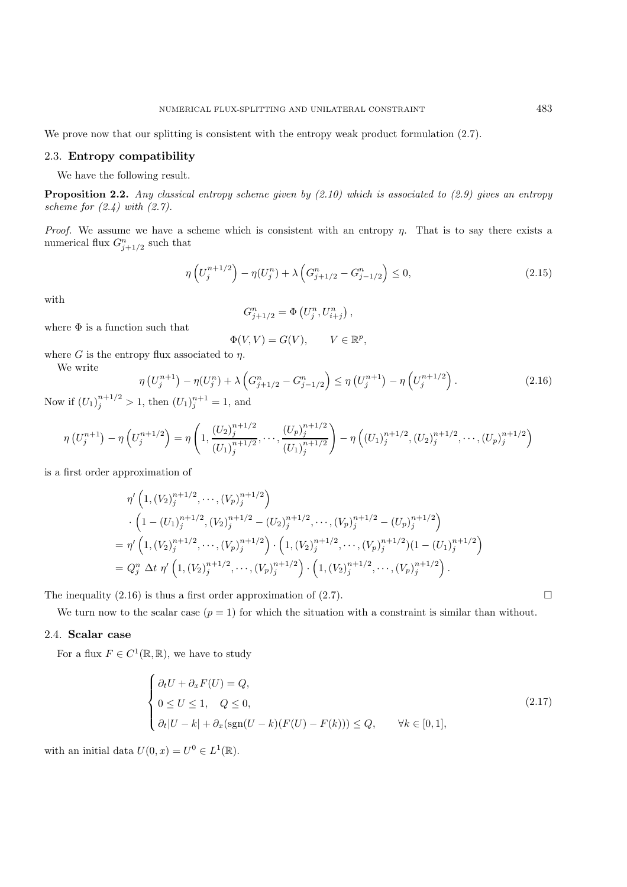We prove now that our splitting is consistent with the entropy weak product formulation (2.7).

### 2.3. Entropy compatibility

We have the following result.

**Proposition 2.2.** *Any classical entropy scheme given by (2.10) which is associated to (2.9) gives an entropy scheme for (2.4) with (2.7).*

*Proof.* We assume we have a scheme which is consistent with an entropy $\eta$. That is to say there exists a numerical flux $G^n_{j+1/2}$ such that

$$\eta\left(U_j^{n+1/2}\right) - \eta(U_j^n) + \lambda\left(G^n_{j+1/2} - G^n_{j-1/2}\right) \leq 0, \tag{2.15}$$

with

$$G^n_{j+1/2} = \Phi\left(U_j^n, U_{i+j}^n\right),$$

where $\Phi$ is a function such that

$$\Phi(V,V) = G(V), \qquad V \in \mathbb{R}^p,$$

where $G$ is the entropy flux associated to $\eta$.

We write

$$\eta\left(U_j^{n+1}\right) - \eta(U_j^n) + \lambda\left(G^n_{j+1/2} - G^n_{j-1/2}\right) \leq \eta\left(U_j^{n+1}\right) - \eta\left(U_j^{n+1/2}\right). \tag{2.16}$$

Now if $(U_1)_j^{n+1/2} > 1$, then $(U_1)_j^{n+1} = 1$, and

$$\eta\left(U_j^{n+1}\right) - \eta\left(U_j^{n+1/2}\right) = \eta\left(1, \frac{(U_2)_j^{n+1/2}}{(U_1)_j^{n+1/2}}, \cdots, \frac{(U_p)_j^{n+1/2}}{(U_1)_j^{n+1/2}}\right) - \eta\left((U_1)_j^{n+1/2}, (U_2)_j^{n+1/2}, \cdots, (U_p)_j^{n+1/2}\right)$$

is a first order approximation of

$$\begin{aligned}
&\eta'\left(1, (V_2)_j^{n+1/2}, \cdots, (V_p)_j^{n+1/2}\right) \\
&\quad \cdot \left(1 - (U_1)_j^{n+1/2}, (V_2)_j^{n+1/2} - (U_2)_j^{n+1/2}, \cdots, (V_p)_j^{n+1/2} - (U_p)_j^{n+1/2}\right) \\
&= \eta'\left(1, (V_2)_j^{n+1/2}, \cdots, (V_p)_j^{n+1/2}\right) \cdot \left(1, (V_2)_j^{n+1/2}, \cdots, (V_p)_j^{n+1/2}\right)(1 - (U_1)_j^{n+1/2}\Big) \\
&= Q_j^n \, \Delta t \; \eta'\left(1, (V_2)_j^{n+1/2}, \cdots, (V_p)_j^{n+1/2}\right) \cdot \left(1, (V_2)_j^{n+1/2}, \cdots, (V_p)_j^{n+1/2}\right).
\end{aligned}$$

The inequality (2.16) is thus a first order approximation of (2.7). $\square$

We turn now to the scalar case ($p = 1$) for which the situation with a constraint is similar than without.

### 2.4. Scalar case

For a flux $F \in C^1(\mathbb{R}, \mathbb{R})$, we have to study

$$\begin{cases}
\partial_t U + \partial_x F(U) = Q, \\
0 \leq U \leq 1, \quad Q \leq 0, \\
\partial_t |U - k| + \partial_x(\operatorname{sgn}(U - k)(F(U) - F(k))) \leq Q, \qquad \forall k \in [0,1],
\end{cases} \tag{2.17}$$

with an initial data $U(0,x) = U^0 \in L^1(\mathbb{R})$.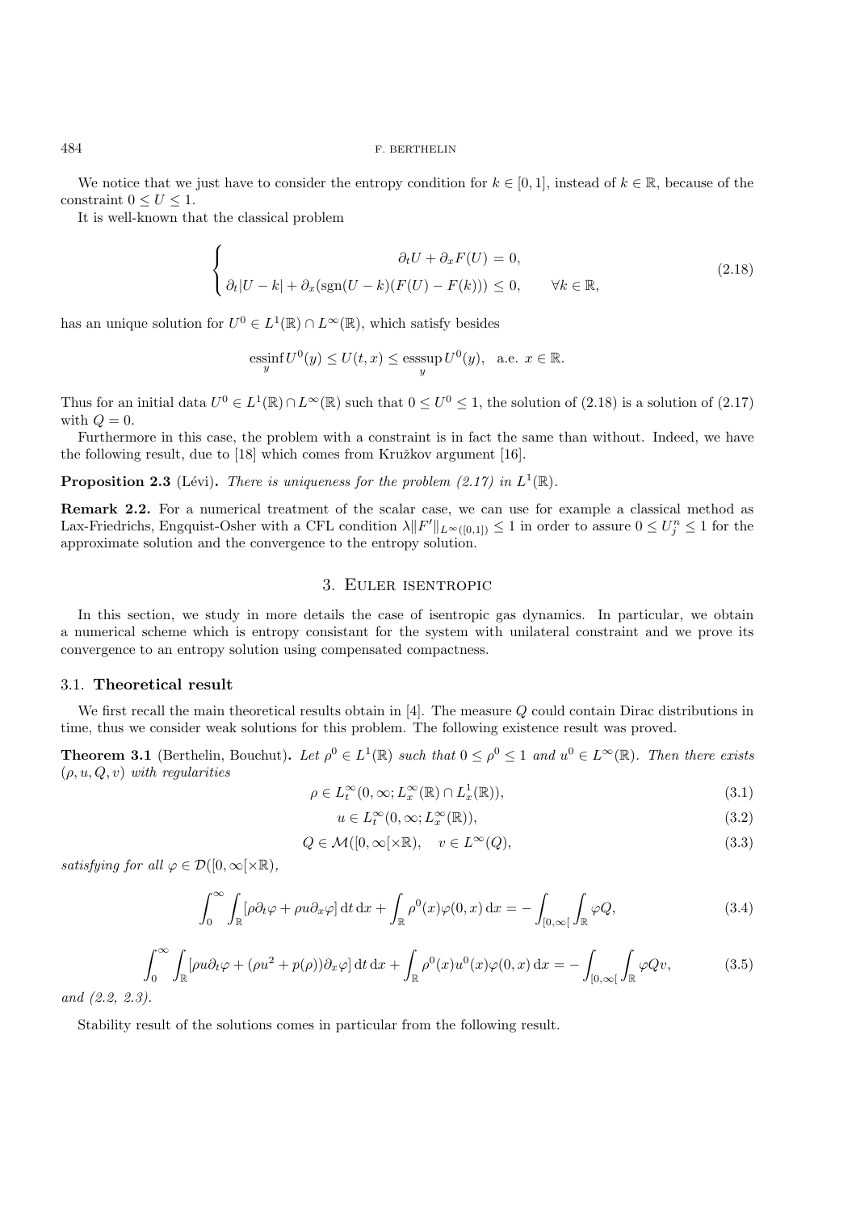We notice that we just have to consider the entropy condition for $k \in [0,1]$, instead of $k \in \mathbb{R}$, because of the constraint $0 \leq U \leq 1$.

It is well-known that the classical problem

$$
\begin{cases}
\partial_t U + \partial_x F(U) = 0, \\
\partial_t |U - k| + \partial_x (\mathrm{sgn}(U - k)(F(U) - F(k))) \leq 0, \qquad \forall k \in \mathbb{R},
\end{cases}
\tag{2.18}
$$

has an unique solution for $U^0 \in L^1(\mathbb{R}) \cap L^\infty(\mathbb{R})$, which satisfy besides

$$
\operatorname*{essinf}_y U^0(y) \leq U(t,x) \leq \operatorname*{esssup}_y U^0(y), \quad \text{a.e. } x \in \mathbb{R}.
$$

Thus for an initial data $U^0 \in L^1(\mathbb{R}) \cap L^\infty(\mathbb{R})$ such that $0 \leq U^0 \leq 1$, the solution of (2.18) is a solution of (2.17) with $Q = 0$.

Furthermore in this case, the problem with a constraint is in fact the same than without. Indeed, we have the following result, due to [18] which comes from Kružkov argument [16].

**Proposition 2.3** (Lévi)**.** *There is uniqueness for the problem (2.17) in $L^1(\mathbb{R})$.*

**Remark 2.2.** For a numerical treatment of the scalar case, we can use for example a classical method as Lax-Friedrichs, Engquist-Osher with a CFL condition $\lambda \|F'\|_{L^\infty([0,1])} \leq 1$ in order to assure $0 \leq U_j^n \leq 1$ for the approximate solution and the convergence to the entropy solution.

## 3. Euler isentropic

In this section, we study in more details the case of isentropic gas dynamics. In particular, we obtain a numerical scheme which is entropy consistant for the system with unilateral constraint and we prove its convergence to an entropy solution using compensated compactness.

### 3.1. Theoretical result

We first recall the main theoretical results obtain in [4]. The measure $Q$ could contain Dirac distributions in time, thus we consider weak solutions for this problem. The following existence result was proved.

**Theorem 3.1** (Berthelin, Bouchut)**.** *Let $\rho^0 \in L^1(\mathbb{R})$ such that $0 \leq \rho^0 \leq 1$ and $u^0 \in L^\infty(\mathbb{R})$. Then there exists $(\rho, u, Q, v)$ with regularities*

$$
\rho \in L_t^\infty(0,\infty; L_x^\infty(\mathbb{R}) \cap L_x^1(\mathbb{R})), \tag{3.1}
$$

$$
u \in L_t^\infty(0,\infty; L_x^\infty(\mathbb{R})), \tag{3.2}
$$

$$
Q \in \mathcal{M}([0,\infty[\times\mathbb{R}), \quad v \in L^\infty(Q), \tag{3.3}
$$

*satisfying for all $\varphi \in \mathcal{D}([0,\infty[\times\mathbb{R})$,*

$$
\int_0^\infty \int_{\mathbb{R}} [\rho \partial_t \varphi + \rho u \partial_x \varphi] \,\mathrm{d}t\,\mathrm{d}x + \int_{\mathbb{R}} \rho^0(x) \varphi(0,x) \,\mathrm{d}x = -\int_{[0,\infty[} \int_{\mathbb{R}} \varphi Q, \tag{3.4}
$$

$$
\int_0^\infty \int_{\mathbb{R}} [\rho u \partial_t \varphi + (\rho u^2 + p(\rho)) \partial_x \varphi] \,\mathrm{d}t\,\mathrm{d}x + \int_{\mathbb{R}} \rho^0(x) u^0(x) \varphi(0,x) \,\mathrm{d}x = -\int_{[0,\infty[} \int_{\mathbb{R}} \varphi Q v, \tag{3.5}
$$

*and (2.2, 2.3).*

Stability result of the solutions comes in particular from the following result.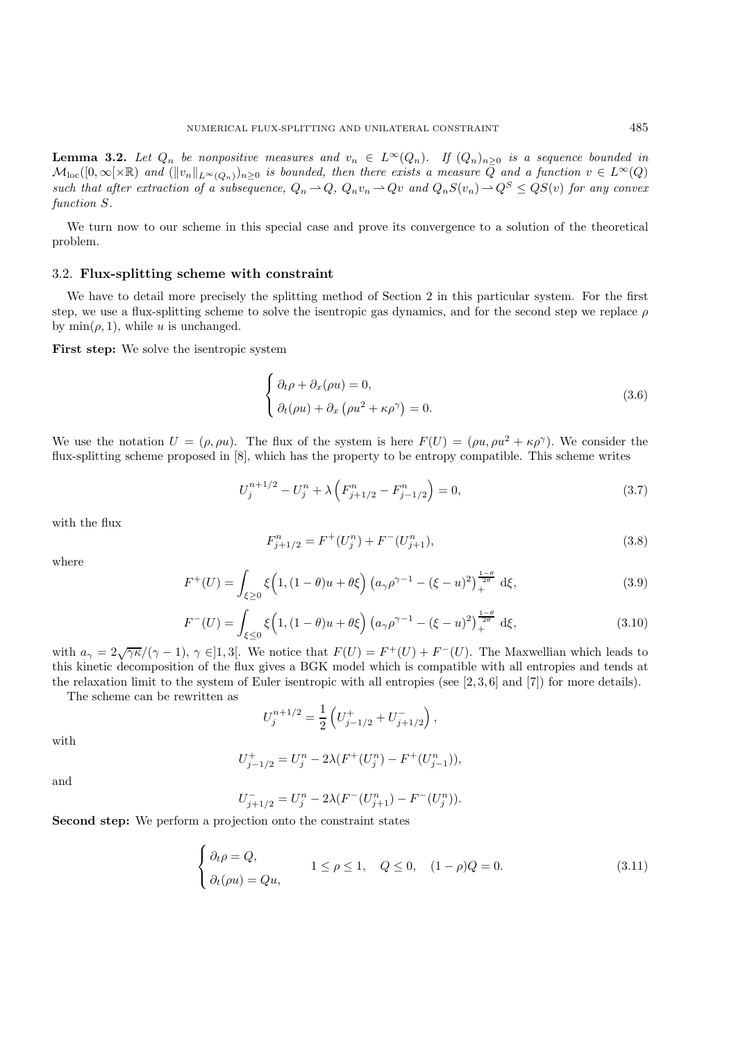**Lemma 3.2.** *Let $Q_n$ be nonpositive measures and $v_n \in L^\infty(Q_n)$. If $(Q_n)_{n\geq 0}$ is a sequence bounded in $\mathcal{M}_{\rm loc}([0,\infty[\times\mathbb{R})$ and $(\|v_n\|_{L^\infty(Q_n)})_{n\geq 0}$ is bounded, then there exists a measure $Q$ and a function $v \in L^\infty(Q)$ such that after extraction of a subsequence, $Q_n \rightharpoonup Q$, $Q_n v_n \rightharpoonup Qv$ and $Q_n S(v_n) \rightharpoonup Q^S \leq QS(v)$ for any convex function $S$.*

We turn now to our scheme in this special case and prove its convergence to a solution of the theoretical problem.

### 3.2. Flux-splitting scheme with constraint

We have to detail more precisely the splitting method of Section 2 in this particular system. For the first step, we use a flux-splitting scheme to solve the isentropic gas dynamics, and for the second step we replace $\rho$ by $\min(\rho, 1)$, while $u$ is unchanged.

**First step:** We solve the isentropic system

$$\begin{cases} \partial_t \rho + \partial_x(\rho u) = 0, \\ \partial_t(\rho u) + \partial_x\left(\rho u^2 + \kappa\rho^\gamma\right) = 0. \end{cases} \tag{3.6}$$

We use the notation $U = (\rho, \rho u)$. The flux of the system is here $F(U) = (\rho u, \rho u^2 + \kappa\rho^\gamma)$. We consider the flux-splitting scheme proposed in [8], which has the property to be entropy compatible. This scheme writes

$$U_j^{n+1/2} - U_j^n + \lambda\left(F_{j+1/2}^n - F_{j-1/2}^n\right) = 0, \tag{3.7}$$

with the flux

$$F_{j+1/2}^n = F^+(U_j^n) + F^-(U_{j+1}^n), \tag{3.8}$$

where

$$F^+(U) = \int_{\xi\geq 0} \xi\Big(1, (1-\theta)u + \theta\xi\Big)\left(a_\gamma\rho^{\gamma-1} - (\xi-u)^2\right)_+^{\frac{1-\theta}{2\theta}} \,\mathrm{d}\xi, \tag{3.9}$$

$$F^-(U) = \int_{\xi\leq 0} \xi\Big(1, (1-\theta)u + \theta\xi\Big)\left(a_\gamma\rho^{\gamma-1} - (\xi-u)^2\right)_+^{\frac{1-\theta}{2\theta}} \,\mathrm{d}\xi, \tag{3.10}$$

with $a_\gamma = 2\sqrt{\gamma\kappa}/(\gamma-1)$, $\gamma \in ]1,3[$. We notice that $F(U) = F^+(U) + F^-(U)$. The Maxwellian which leads to this kinetic decomposition of the flux gives a BGK model which is compatible with all entropies and tends at the relaxation limit to the system of Euler isentropic with all entropies (see [2,3,6] and [7]) for more details).

The scheme can be rewritten as

$$U_j^{n+1/2} = \frac{1}{2}\left(U_{j-1/2}^+ + U_{j+1/2}^-\right),$$

with

$$U_{j-1/2}^+ = U_j^n - 2\lambda(F^+(U_j^n) - F^+(U_{j-1}^n)),$$

and

$$U_{j+1/2}^- = U_j^n - 2\lambda(F^-(U_{j+1}^n) - F^-(U_j^n)).$$

**Second step:** We perform a projection onto the constraint states

$$\begin{cases} \partial_t \rho = Q, \\ \partial_t(\rho u) = Qu, \end{cases} \qquad 1 \leq \rho \leq 1, \quad Q \leq 0, \quad (1-\rho)Q = 0. \tag{3.11}$$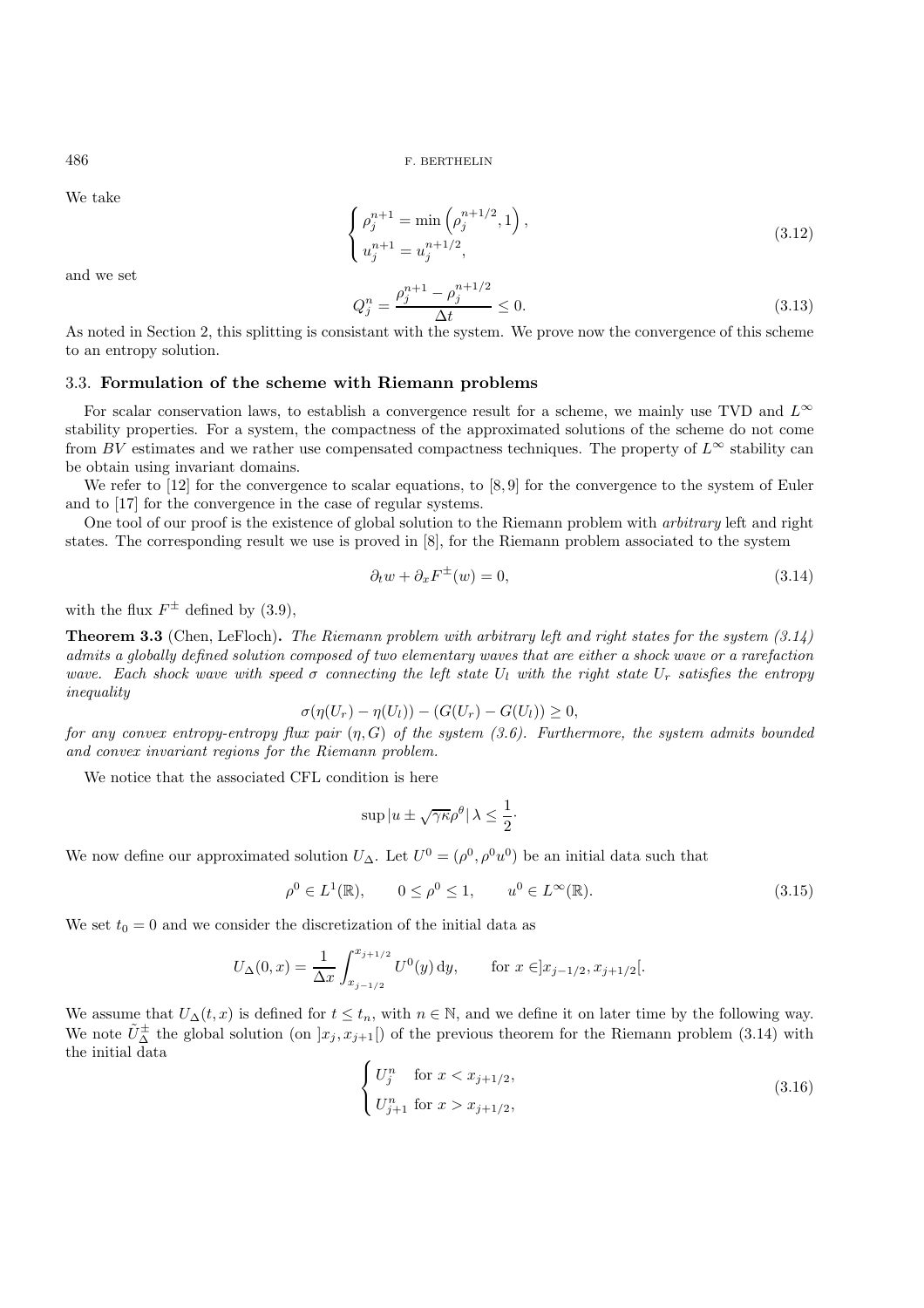We take

$$
\begin{cases}
\rho_j^{n+1} = \min\left(\rho_j^{n+1/2}, 1\right), \\
u_j^{n+1} = u_j^{n+1/2},
\end{cases}
\tag{3.12}
$$

and we set

$$
Q_j^n = \frac{\rho_j^{n+1} - \rho_j^{n+1/2}}{\Delta t} \leq 0.
\tag{3.13}
$$

As noted in Section 2, this splitting is consistant with the system. We prove now the convergence of this scheme to an entropy solution.

### 3.3. Formulation of the scheme with Riemann problems

For scalar conservation laws, to establish a convergence result for a scheme, we mainly use TVD and $L^\infty$ stability properties. For a system, the compactness of the approximated solutions of the scheme do not come from $BV$ estimates and we rather use compensated compactness techniques. The property of $L^\infty$ stability can be obtain using invariant domains.

We refer to [12] for the convergence to scalar equations, to [8, 9] for the convergence to the system of Euler and to [17] for the convergence in the case of regular systems.

One tool of our proof is the existence of global solution to the Riemann problem with *arbitrary* left and right states. The corresponding result we use is proved in [8], for the Riemann problem associated to the system

$$
\partial_t w + \partial_x F^{\pm}(w) = 0,
\tag{3.14}
$$

with the flux $F^{\pm}$ defined by (3.9),

**Theorem 3.3** (Chen, LeFloch)**.** *The Riemann problem with arbitrary left and right states for the system (3.14) admits a globally defined solution composed of two elementary waves that are either a shock wave or a rarefaction wave. Each shock wave with speed $\sigma$ connecting the left state $U_l$ with the right state $U_r$ satisfies the entropy inequality*

$$
\sigma(\eta(U_r) - \eta(U_l)) - (G(U_r) - G(U_l)) \geq 0,
$$

*for any convex entropy-entropy flux pair $(\eta, G)$ of the system (3.6). Furthermore, the system admits bounded and convex invariant regions for the Riemann problem.*

We notice that the associated CFL condition is here

$$
\sup |u \pm \sqrt{\gamma\kappa}\rho^\theta| \, \lambda \leq \frac{1}{2}\cdot
$$

We now define our approximated solution $U_\Delta$. Let $U^0 = (\rho^0, \rho^0 u^0)$ be an initial data such that

$$
\rho^0 \in L^1(\mathbb{R}), \qquad 0 \leq \rho^0 \leq 1, \qquad u^0 \in L^\infty(\mathbb{R}).
\tag{3.15}
$$

We set $t_0 = 0$ and we consider the discretization of the initial data as

$$
U_\Delta(0, x) = \frac{1}{\Delta x} \int_{x_{j-1/2}}^{x_{j+1/2}} U^0(y) \, \mathrm{d}y, \qquad \text{for } x \in ]x_{j-1/2}, x_{j+1/2}[.
$$

We assume that $U_\Delta(t, x)$ is defined for $t \leq t_n$, with $n \in \mathbb{N}$, and we define it on later time by the following way. We note $\tilde{U}_\Delta^{\pm}$ the global solution (on $]x_j, x_{j+1}[$) of the previous theorem for the Riemann problem (3.14) with the initial data

$$
\begin{cases}
U_j^n & \text{for } x < x_{j+1/2}, \\
U_{j+1}^n & \text{for } x > x_{j+1/2},
\end{cases}
\tag{3.16}
$$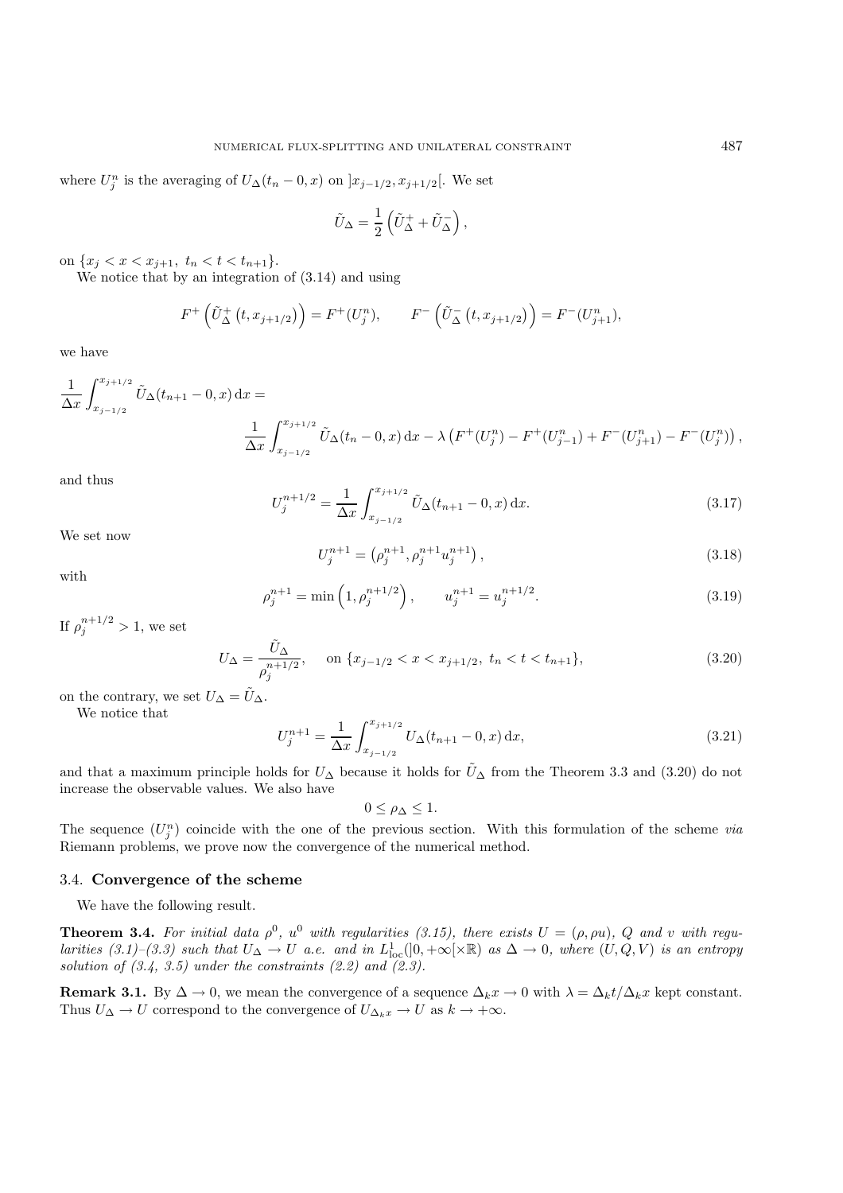where $U_j^n$ is the averaging of $U_\Delta(t_n - 0, x)$ on $]x_{j-1/2}, x_{j+1/2}[$. We set

$$\tilde{U}_\Delta = \frac{1}{2}\left(\tilde{U}_\Delta^+ + \tilde{U}_\Delta^-\right),$$

on $\{x_j < x < x_{j+1},\ t_n < t < t_{n+1}\}$.

We notice that by an integration of (3.14) and using

$$F^+\left(\tilde{U}_\Delta^+\left(t, x_{j+1/2}\right)\right) = F^+(U_j^n), \qquad F^-\left(\tilde{U}_\Delta^-\left(t, x_{j+1/2}\right)\right) = F^-(U_{j+1}^n),$$

we have

$$\frac{1}{\Delta x}\int_{x_{j-1/2}}^{x_{j+1/2}} \tilde{U}_\Delta(t_{n+1} - 0, x)\,\mathrm{d}x = \frac{1}{\Delta x}\int_{x_{j-1/2}}^{x_{j+1/2}} \tilde{U}_\Delta(t_n - 0, x)\,\mathrm{d}x - \lambda\left(F^+(U_j^n) - F^+(U_{j-1}^n) + F^-(U_{j+1}^n) - F^-(U_j^n)\right),$$

and thus

$$U_j^{n+1/2} = \frac{1}{\Delta x}\int_{x_{j-1/2}}^{x_{j+1/2}} \tilde{U}_\Delta(t_{n+1} - 0, x)\,\mathrm{d}x. \tag{3.17}$$

We set now

$$U_j^{n+1} = \left(\rho_j^{n+1}, \rho_j^{n+1} u_j^{n+1}\right), \tag{3.18}$$

with

$$\rho_j^{n+1} = \min\left(1, \rho_j^{n+1/2}\right), \qquad u_j^{n+1} = u_j^{n+1/2}. \tag{3.19}$$

If $\rho_j^{n+1/2} > 1$, we set

$$U_\Delta = \frac{\tilde{U}_\Delta}{\rho_j^{n+1/2}}, \quad \text{ on } \{x_{j-1/2} < x < x_{j+1/2},\ t_n < t < t_{n+1}\}, \tag{3.20}$$

on the contrary, we set $U_\Delta = \tilde{U}_\Delta$.

We notice that

$$U_j^{n+1} = \frac{1}{\Delta x}\int_{x_{j-1/2}}^{x_{j+1/2}} U_\Delta(t_{n+1} - 0, x)\,\mathrm{d}x, \tag{3.21}$$

and that a maximum principle holds for $U_\Delta$ because it holds for $\tilde{U}_\Delta$ from the Theorem 3.3 and (3.20) do not increase the observable values. We also have

$$0 \le \rho_\Delta \le 1.$$

The sequence $(U_j^n)$ coincide with the one of the previous section. With this formulation of the scheme *via* Riemann problems, we prove now the convergence of the numerical method.

### 3.4. **Convergence of the scheme**

We have the following result.

**Theorem 3.4.** *For initial data $\rho^0$, $u^0$ with regularities (3.15), there exists $U = (\rho, \rho u)$, $Q$ and $v$ with regularities (3.1)–(3.3) such that $U_\Delta \to U$ a.e. and in $L^1_{\mathrm{loc}}(]0, +\infty[\times\mathbb{R})$ as $\Delta \to 0$, where $(U, Q, V)$ is an entropy solution of (3.4, 3.5) under the constraints (2.2) and (2.3).*

**Remark 3.1.** By $\Delta \to 0$, we mean the convergence of a sequence $\Delta_k x \to 0$ with $\lambda = \Delta_k t/\Delta_k x$ kept constant. Thus $U_\Delta \to U$ correspond to the convergence of $U_{\Delta_k x} \to U$ as $k \to +\infty$.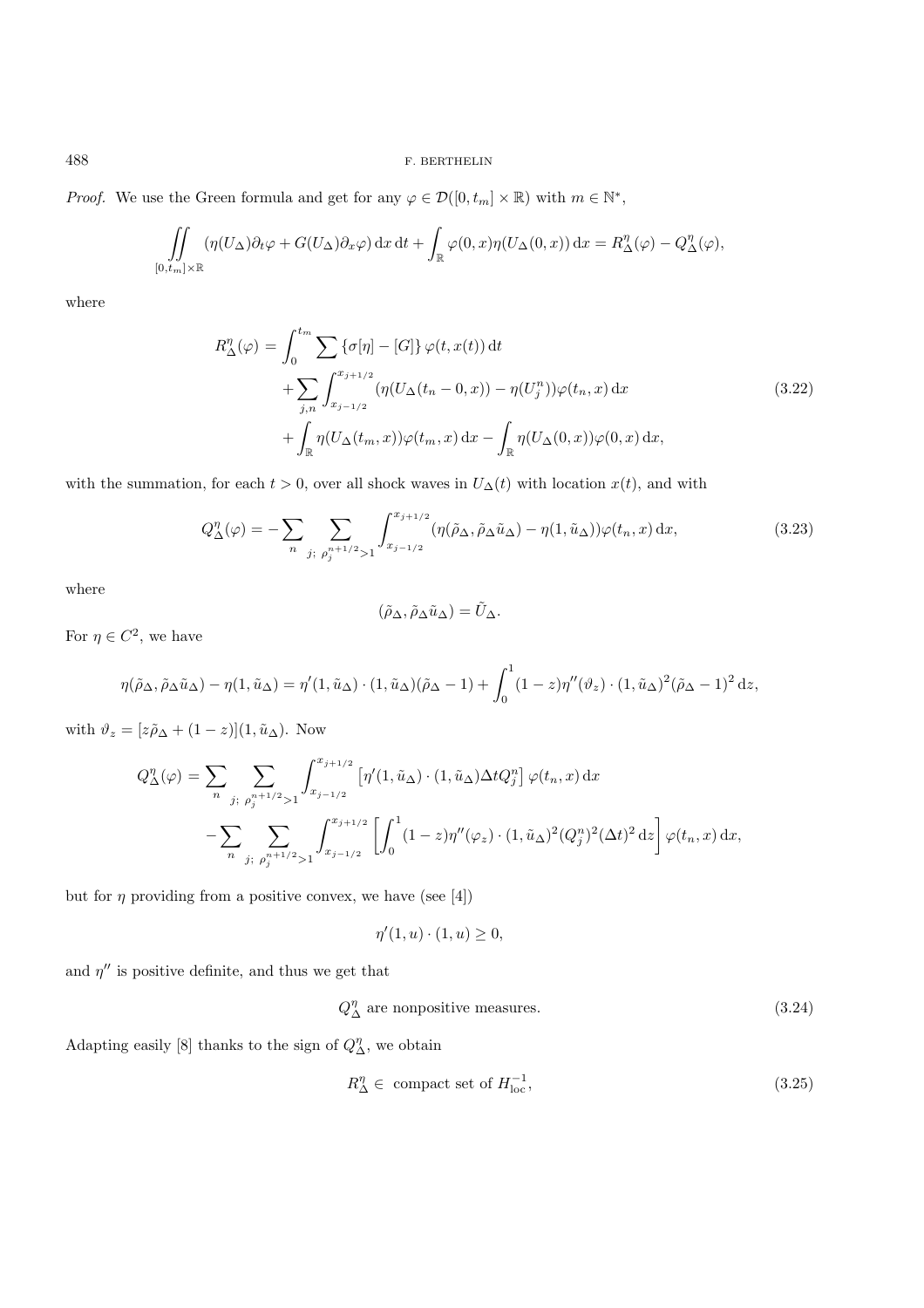*Proof.* We use the Green formula and get for any $\varphi \in \mathcal{D}([0,t_m] \times \mathbb{R})$ with $m \in \mathbb{N}^*$,

$$\iint\limits_{[0,t_m]\times\mathbb{R}} (\eta(U_\Delta)\partial_t \varphi + G(U_\Delta)\partial_x \varphi)\,\mathrm{d}x\,\mathrm{d}t + \int_{\mathbb{R}} \varphi(0,x)\eta(U_\Delta(0,x))\,\mathrm{d}x = R^\eta_\Delta(\varphi) - Q^\eta_\Delta(\varphi),$$

where

$$\begin{aligned} R^\eta_\Delta(\varphi) &= \int_0^{t_m} \sum \{\sigma[\eta] - [G]\}\, \varphi(t,x(t))\,\mathrm{d}t \\ &\quad + \sum_{j,n} \int_{x_{j-1/2}}^{x_{j+1/2}} (\eta(U_\Delta(t_n - 0, x)) - \eta(U_j^n))\varphi(t_n,x)\,\mathrm{d}x \\ &\quad + \int_{\mathbb{R}} \eta(U_\Delta(t_m,x))\varphi(t_m,x)\,\mathrm{d}x - \int_{\mathbb{R}} \eta(U_\Delta(0,x))\varphi(0,x)\,\mathrm{d}x, \end{aligned} \tag{3.22}$$

with the summation, for each $t > 0$, over all shock waves in $U_\Delta(t)$ with location $x(t)$, and with

$$Q^\eta_\Delta(\varphi) = -\sum_n \sum_{j;\ \rho_j^{n+1/2} > 1} \int_{x_{j-1/2}}^{x_{j+1/2}} (\eta(\tilde{\rho}_\Delta, \tilde{\rho}_\Delta \tilde{u}_\Delta) - \eta(1, \tilde{u}_\Delta))\varphi(t_n,x)\,\mathrm{d}x, \tag{3.23}$$

where

$$(\tilde{\rho}_\Delta, \tilde{\rho}_\Delta \tilde{u}_\Delta) = \tilde{U}_\Delta.$$

For $\eta \in C^2$, we have

$$\eta(\tilde{\rho}_\Delta, \tilde{\rho}_\Delta \tilde{u}_\Delta) - \eta(1, \tilde{u}_\Delta) = \eta'(1, \tilde{u}_\Delta) \cdot (1, \tilde{u}_\Delta)(\tilde{\rho}_\Delta - 1) + \int_0^1 (1 - z)\eta''(\vartheta_z) \cdot (1, \tilde{u}_\Delta)^2 (\tilde{\rho}_\Delta - 1)^2\,\mathrm{d}z,$$

with $\vartheta_z = [z\tilde{\rho}_\Delta + (1 - z)](1, \tilde{u}_\Delta)$. Now

$$\begin{aligned} Q^\eta_\Delta(\varphi) &= \sum_n \sum_{j;\ \rho_j^{n+1/2} > 1} \int_{x_{j-1/2}}^{x_{j+1/2}} \left[\eta'(1, \tilde{u}_\Delta) \cdot (1, \tilde{u}_\Delta)\Delta t Q_j^n\right] \varphi(t_n,x)\,\mathrm{d}x \\ &\quad - \sum_n \sum_{j;\ \rho_j^{n+1/2} > 1} \int_{x_{j-1/2}}^{x_{j+1/2}} \left[\int_0^1 (1 - z)\eta''(\varphi_z) \cdot (1, \tilde{u}_\Delta)^2 (Q_j^n)^2 (\Delta t)^2\,\mathrm{d}z\right] \varphi(t_n,x)\,\mathrm{d}x, \end{aligned}$$

but for $\eta$ providing from a positive convex, we have (see [4])

$$\eta'(1,u) \cdot (1,u) \geq 0,$$

and $\eta''$ is positive definite, and thus we get that

$$Q^\eta_\Delta \text{ are nonpositive measures.} \tag{3.24}$$

Adapting easily [8] thanks to the sign of $Q^\eta_\Delta$, we obtain

$$R^\eta_\Delta \in \text{ compact set of } H^{-1}_{\mathrm{loc}}, \tag{3.25}$$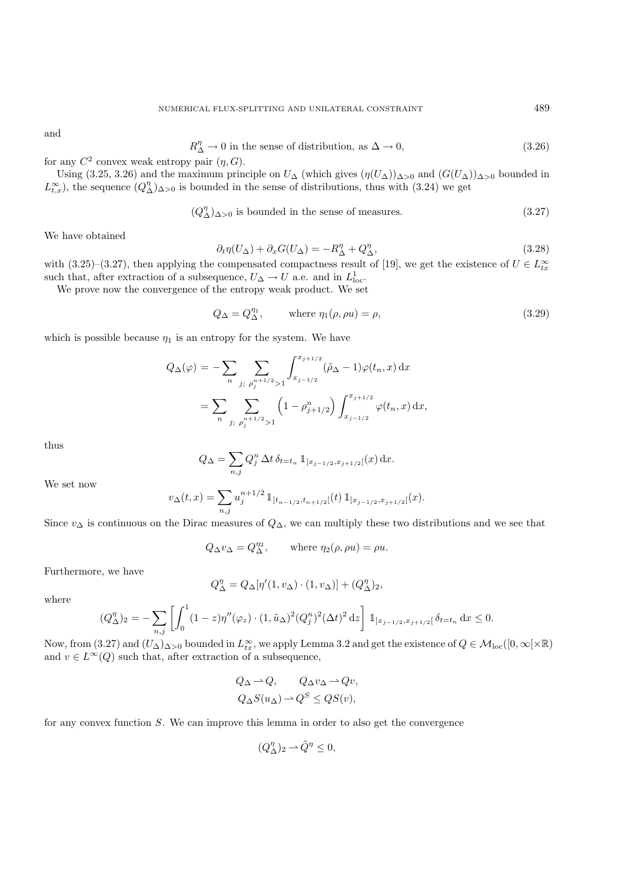and

$$R_\Delta^\eta \to 0 \text{ in the sense of distribution, as } \Delta \to 0, \tag{3.26}$$

for any $C^2$ convex weak entropy pair $(\eta, G)$.

Using (3.25, 3.26) and the maximum principle on $U_\Delta$ (which gives $(\eta(U_\Delta))_{\Delta>0}$ and $(G(U_\Delta))_{\Delta>0}$ bounded in $L^\infty_{t,x}$), the sequence $(Q_\Delta^\eta)_{\Delta>0}$ is bounded in the sense of distributions, thus with (3.24) we get

$$(Q_\Delta^\eta)_{\Delta>0} \text{ is bounded in the sense of measures.} \tag{3.27}$$

We have obtained

$$\partial_t \eta(U_\Delta) + \partial_x G(U_\Delta) = -R_\Delta^\eta + Q_\Delta^\eta, \tag{3.28}$$

with (3.25)–(3.27), then applying the compensated compactness result of [19], we get the existence of $U \in L^\infty_{tx}$ such that, after extraction of a subsequence, $U_\Delta \to U$ a.e. and in $L^1_{\text{loc}}$.

We prove now the convergence of the entropy weak product. We set

$$Q_\Delta = Q_\Delta^{\eta_1}, \qquad \text{where } \eta_1(\rho, \rho u) = \rho, \tag{3.29}$$

which is possible because $\eta_1$ is an entropy for the system. We have

$$\begin{aligned} Q_\Delta(\varphi) &= -\sum_n \sum_{j;\ \rho_j^{n+1/2}>1} \int_{x_{j-1/2}}^{x_{j+1/2}} (\tilde{\rho}_\Delta - 1)\varphi(t_n, x)\,\mathrm{d}x \\ &= \sum_n \sum_{j;\ \rho_j^{n+1/2}>1} \left(1 - \rho_{j+1/2}^n\right) \int_{x_{j-1/2}}^{x_{j+1/2}} \varphi(t_n, x)\,\mathrm{d}x, \end{aligned}$$

thus

$$Q_\Delta = \sum_{n,j} Q_j^n\,\Delta t\,\delta_{t=t_n}\,\mathbb{1}_{]x_{j-1/2},x_{j+1/2}[}(x)\,\mathrm{d}x.$$

We set now

$$v_\Delta(t,x) = \sum_{n,j} u_j^{n+1/2}\,\mathbb{1}_{]t_{n-1/2},t_{n+1/2}[}(t)\,\mathbb{1}_{]x_{j-1/2},x_{j+1/2}[}(x).$$

Since $v_\Delta$ is continuous on the Dirac measures of $Q_\Delta$, we can multiply these two distributions and we see that

$$Q_\Delta v_\Delta = Q_\Delta^{\eta_2}, \qquad \text{where } \eta_2(\rho, \rho u) = \rho u.$$

Furthermore, we have

$$Q_\Delta^\eta = Q_\Delta[\eta'(1, v_\Delta)\cdot(1, v_\Delta)] + (Q_\Delta^\eta)_2,$$

where

$$(Q_\Delta^\eta)_2 = -\sum_{n,j} \left[\int_0^1 (1-z)\eta''(\varphi_z)\cdot(1, \tilde{u}_\Delta)^2 (Q_j^n)^2 (\Delta t)^2\,\mathrm{d}z\right] \mathbb{1}_{]x_{j-1/2},x_{j+1/2}[}\,\delta_{t=t_n}\,\mathrm{d}x \le 0.$$

Now, from (3.27) and $(U_\Delta)_{\Delta>0}$ bounded in $L^\infty_{tx}$, we apply Lemma 3.2 and get the existence of $Q \in \mathcal{M}_{\text{loc}}([0,\infty[\times\mathbb{R})$ and $v \in L^\infty(Q)$ such that, after extraction of a subsequence,

$$\begin{gathered} Q_\Delta \rightharpoonup Q, \qquad Q_\Delta v_\Delta \rightharpoonup Qv, \\ Q_\Delta S(u_\Delta) \rightharpoonup Q^S \le QS(v), \end{gathered}$$

for any convex function $S$. We can improve this lemma in order to also get the convergence

$$(Q_\Delta^\eta)_2 \rightharpoonup \tilde{Q}^\eta \le 0,$$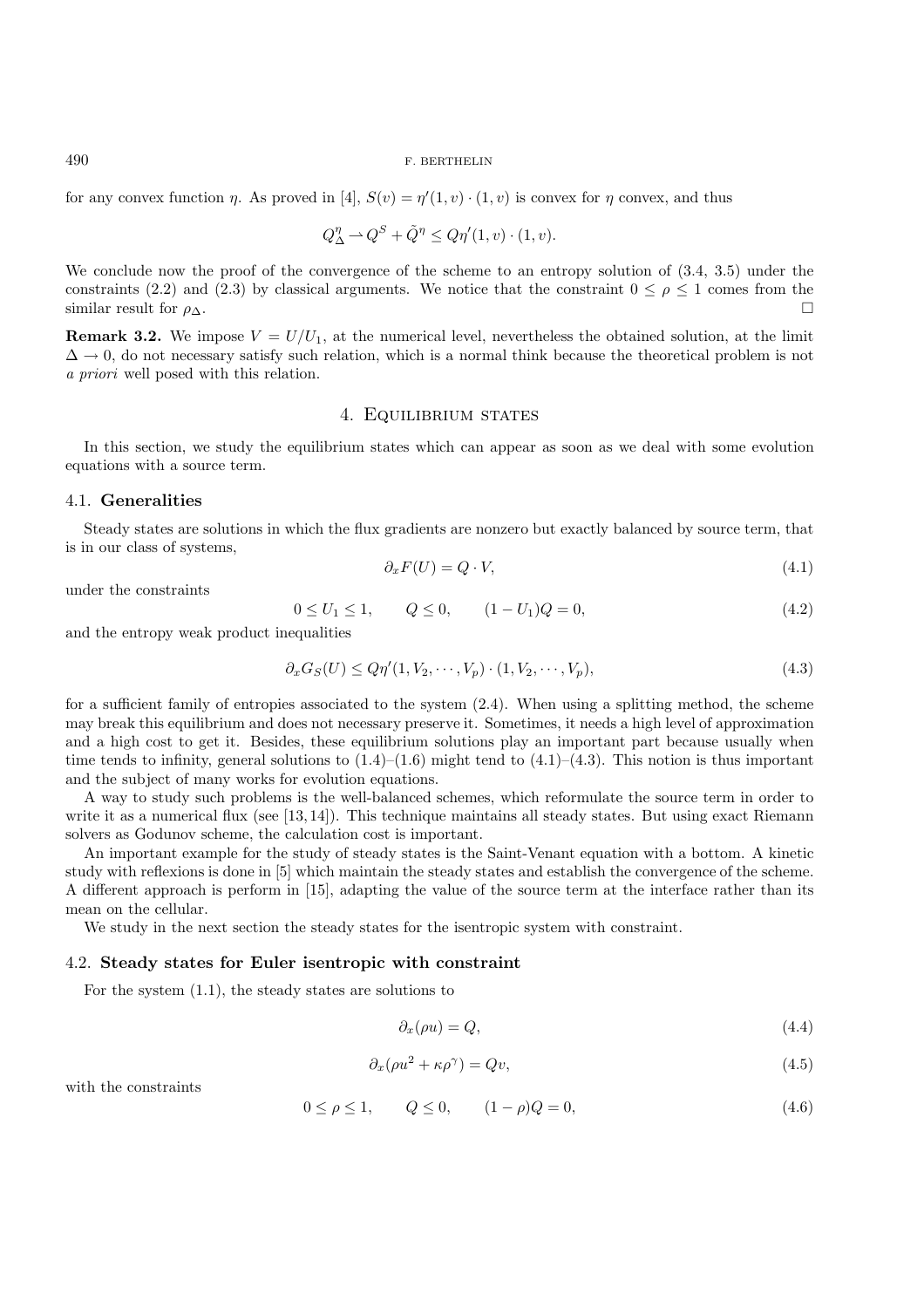for any convex function $\eta$. As proved in [4], $S(v) = \eta'(1, v) \cdot (1, v)$ is convex for $\eta$ convex, and thus

$$Q^\eta_\Delta \rightharpoonup Q^S + \tilde{Q}^\eta \leq Q\eta'(1, v) \cdot (1, v).$$

We conclude now the proof of the convergence of the scheme to an entropy solution of (3.4, 3.5) under the constraints (2.2) and (2.3) by classical arguments. We notice that the constraint $0 \leq \rho \leq 1$ comes from the similar result for $\rho_\Delta$. $\square$

**Remark 3.2.** We impose $V = U/U_1$, at the numerical level, nevertheless the obtained solution, at the limit $\Delta \to 0$, do not necessary satisfy such relation, which is a normal think because the theoretical problem is not *a priori* well posed with this relation.

## 4. Equilibrium states

In this section, we study the equilibrium states which can appear as soon as we deal with some evolution equations with a source term.

### 4.1. Generalities

Steady states are solutions in which the flux gradients are nonzero but exactly balanced by source term, that is in our class of systems,

$$\partial_x F(U) = Q \cdot V, \tag{4.1}$$

under the constraints

$$0 \leq U_1 \leq 1, \qquad Q \leq 0, \qquad (1 - U_1)Q = 0, \tag{4.2}$$

and the entropy weak product inequalities

$$\partial_x G_S(U) \leq Q\eta'(1, V_2, \cdots, V_p) \cdot (1, V_2, \cdots, V_p), \tag{4.3}$$

for a sufficient family of entropies associated to the system (2.4). When using a splitting method, the scheme may break this equilibrium and does not necessary preserve it. Sometimes, it needs a high level of approximation and a high cost to get it. Besides, these equilibrium solutions play an important part because usually when time tends to infinity, general solutions to (1.4)–(1.6) might tend to (4.1)–(4.3). This notion is thus important and the subject of many works for evolution equations.

A way to study such problems is the well-balanced schemes, which reformulate the source term in order to write it as a numerical flux (see [13, 14]). This technique maintains all steady states. But using exact Riemann solvers as Godunov scheme, the calculation cost is important.

An important example for the study of steady states is the Saint-Venant equation with a bottom. A kinetic study with reflexions is done in [5] which maintain the steady states and establish the convergence of the scheme. A different approach is perform in [15], adapting the value of the source term at the interface rather than its mean on the cellular.

We study in the next section the steady states for the isentropic system with constraint.

### 4.2. Steady states for Euler isentropic with constraint

For the system (1.1), the steady states are solutions to

$$\partial_x(\rho u) = Q, \tag{4.4}$$

$$\partial_x(\rho u^2 + \kappa\rho^\gamma) = Qv, \tag{4.5}$$

with the constraints

$$0 \leq \rho \leq 1, \qquad Q \leq 0, \qquad (1 - \rho)Q = 0, \tag{4.6}$$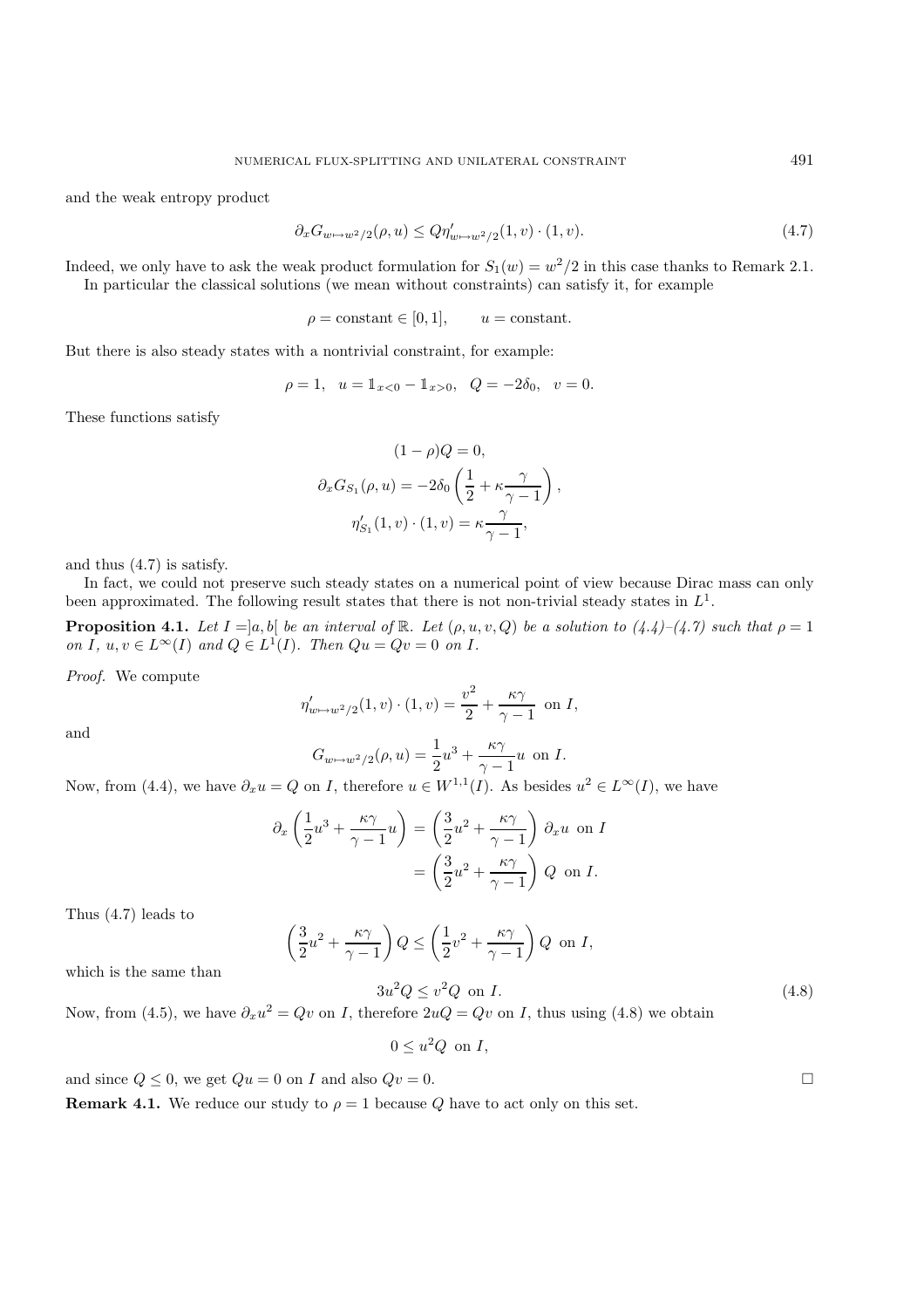and the weak entropy product

$$\partial_x G_{w\mapsto w^2/2}(\rho, u) \le Q\eta'_{w\mapsto w^2/2}(1, v)\cdot(1, v). \tag{4.7}$$

Indeed, we only have to ask the weak product formulation for $S_1(w) = w^2/2$ in this case thanks to Remark 2.1.

In particular the classical solutions (we mean without constraints) can satisfy it, for example

$$\rho = \text{constant} \in [0, 1], \qquad u = \text{constant}.$$

But there is also steady states with a nontrivial constraint, for example:

$$\rho = 1, \quad u = \mathbb{1}_{x<0} - \mathbb{1}_{x>0}, \quad Q = -2\delta_0, \quad v = 0.$$

These functions satisfy

$$(1-\rho)Q = 0,$$
$$\partial_x G_{S_1}(\rho, u) = -2\delta_0\left(\frac{1}{2} + \kappa\frac{\gamma}{\gamma-1}\right),$$
$$\eta'_{S_1}(1, v)\cdot(1, v) = \kappa\frac{\gamma}{\gamma-1},$$

and thus (4.7) is satisfy.

In fact, we could not preserve such steady states on a numerical point of view because Dirac mass can only been approximated. The following result states that there is not non-trivial steady states in $L^1$.

**Proposition 4.1.** *Let $I = ]a, b[$ be an interval of $\mathbb{R}$. Let $(\rho, u, v, Q)$ be a solution to (4.4)–(4.7) such that $\rho = 1$ on $I$, $u, v \in L^\infty(I)$ and $Q \in L^1(I)$. Then $Qu = Qv = 0$ on $I$.*

*Proof.* We compute

$$\eta'_{w\mapsto w^2/2}(1, v)\cdot(1, v) = \frac{v^2}{2} + \frac{\kappa\gamma}{\gamma-1} \text{ on } I,$$

and

$$G_{w\mapsto w^2/2}(\rho, u) = \frac{1}{2}u^3 + \frac{\kappa\gamma}{\gamma-1}u \text{ on } I.$$

Now, from (4.4), we have $\partial_x u = Q$ on $I$, therefore $u \in W^{1,1}(I)$. As besides $u^2 \in L^\infty(I)$, we have

$$\begin{aligned}
\partial_x\left(\frac{1}{2}u^3 + \frac{\kappa\gamma}{\gamma-1}u\right) &= \left(\frac{3}{2}u^2 + \frac{\kappa\gamma}{\gamma-1}\right)\partial_x u \text{ on } I \\
&= \left(\frac{3}{2}u^2 + \frac{\kappa\gamma}{\gamma-1}\right)Q \text{ on } I.
\end{aligned}$$

Thus (4.7) leads to

$$\left(\frac{3}{2}u^2 + \frac{\kappa\gamma}{\gamma-1}\right)Q \le \left(\frac{1}{2}v^2 + \frac{\kappa\gamma}{\gamma-1}\right)Q \text{ on } I,$$

which is the same than

$$3u^2 Q \le v^2 Q \text{ on } I. \tag{4.8}$$

Now, from (4.5), we have $\partial_x u^2 = Qv$ on $I$, therefore $2uQ = Qv$ on $I$, thus using (4.8) we obtain

$$0 \le u^2 Q \text{ on } I,$$

and since $Q \le 0$, we get $Qu = 0$ on $I$ and also $Qv = 0$. $\square$

**Remark 4.1.** We reduce our study to $\rho = 1$ because $Q$ have to act only on this set.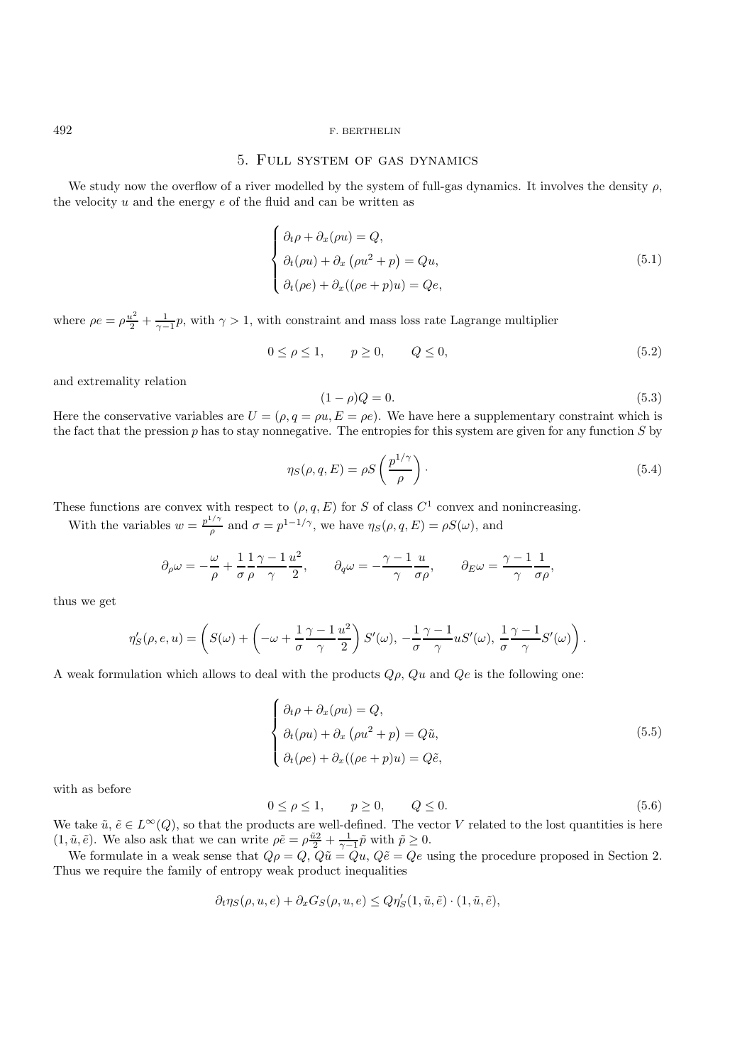## 5. Full system of gas dynamics

We study now the overflow of a river modelled by the system of full-gas dynamics. It involves the density $\rho$, the velocity $u$ and the energy $e$ of the fluid and can be written as

$$
\begin{cases}
\partial_t \rho + \partial_x(\rho u) = Q, \\
\partial_t(\rho u) + \partial_x\left(\rho u^2 + p\right) = Qu, \\
\partial_t(\rho e) + \partial_x((\rho e + p)u) = Qe,
\end{cases}
\tag{5.1}
$$

where $\rho e = \rho \frac{u^2}{2} + \frac{1}{\gamma - 1}p$, with $\gamma > 1$, with constraint and mass loss rate Lagrange multiplier

$$
0 \leq \rho \leq 1, \qquad p \geq 0, \qquad Q \leq 0, \tag{5.2}
$$

and extremality relation

$$
(1 - \rho)Q = 0. \tag{5.3}
$$

Here the conservative variables are $U = (\rho, q = \rho u, E = \rho e)$. We have here a supplementary constraint which is the fact that the pression $p$ has to stay nonnegative. The entropies for this system are given for any function $S$ by

$$
\eta_S(\rho, q, E) = \rho S\left(\frac{p^{1/\gamma}}{\rho}\right)\cdot \tag{5.4}
$$

These functions are convex with respect to $(\rho, q, E)$ for $S$ of class $C^1$ convex and nonincreasing.

With the variables $w = \frac{p^{1/\gamma}}{\rho}$ and $\sigma = p^{1-1/\gamma}$, we have $\eta_S(\rho, q, E) = \rho S(\omega)$, and

$$
\partial_\rho \omega = -\frac{\omega}{\rho} + \frac{1}{\sigma}\frac{1}{\rho}\frac{\gamma - 1}{\gamma}\frac{u^2}{2}, \qquad \partial_q \omega = -\frac{\gamma - 1}{\gamma}\frac{u}{\sigma\rho}, \qquad \partial_E \omega = \frac{\gamma - 1}{\gamma}\frac{1}{\sigma\rho},
$$

thus we get

$$
\eta_S'(\rho, e, u) = \left(S(\omega) + \left(-\omega + \frac{1}{\sigma}\frac{\gamma - 1}{\gamma}\frac{u^2}{2}\right)S'(\omega),\, -\frac{1}{\sigma}\frac{\gamma - 1}{\gamma}uS'(\omega),\, \frac{1}{\sigma}\frac{\gamma - 1}{\gamma}S'(\omega)\right).
$$

A weak formulation which allows to deal with the products $Q\rho$, $Qu$ and $Qe$ is the following one:

$$
\begin{cases}
\partial_t \rho + \partial_x(\rho u) = Q, \\
\partial_t(\rho u) + \partial_x\left(\rho u^2 + p\right) = Q\tilde{u}, \\
\partial_t(\rho e) + \partial_x((\rho e + p)u) = Q\tilde{e},
\end{cases}
\tag{5.5}
$$

with as before

$$
0 \leq \rho \leq 1, \qquad p \geq 0, \qquad Q \leq 0. \tag{5.6}
$$

We take $\tilde{u}$, $\tilde{e} \in L^\infty(Q)$, so that the products are well-defined. The vector $V$ related to the lost quantities is here $(1, \tilde{u}, \tilde{e})$. We also ask that we can write $\rho\tilde{e} = \rho\frac{\tilde{u}^2}{2} + \frac{1}{\gamma - 1}\tilde{p}$ with $\tilde{p} \geq 0$.

We formulate in a weak sense that $Q\rho = Q$, $Q\tilde{u} = Qu$, $Q\tilde{e} = Qe$ using the procedure proposed in Section 2. Thus we require the family of entropy weak product inequalities

$$
\partial_t \eta_S(\rho, u, e) + \partial_x G_S(\rho, u, e) \leq Q\eta_S'(1, \tilde{u}, \tilde{e}) \cdot (1, \tilde{u}, \tilde{e}),
$$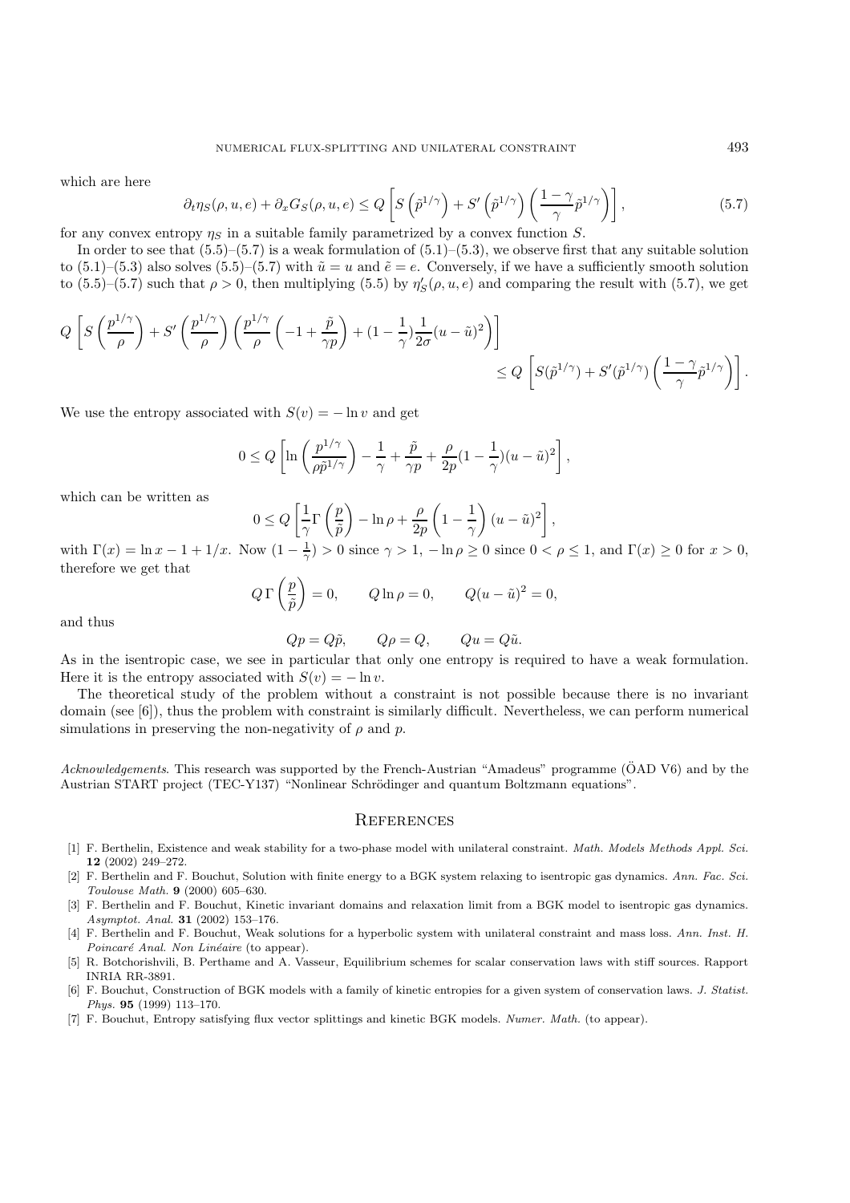which are here

$$\partial_t \eta_S(\rho, u, e) + \partial_x G_S(\rho, u, e) \leq Q \left[ S\left(\tilde{p}^{1/\gamma}\right) + S'\left(\tilde{p}^{1/\gamma}\right)\left(\frac{1-\gamma}{\gamma}\tilde{p}^{1/\gamma}\right)\right], \tag{5.7}$$

for any convex entropy $\eta_S$ in a suitable family parametrized by a convex function $S$.

In order to see that (5.5)–(5.7) is a weak formulation of (5.1)–(5.3), we observe first that any suitable solution to (5.1)–(5.3) also solves (5.5)–(5.7) with $\tilde{u} = u$ and $\tilde{e} = e$. Conversely, if we have a sufficiently smooth solution to (5.5)–(5.7) such that $\rho > 0$, then multiplying (5.5) by $\eta_S'(\rho, u, e)$ and comparing the result with (5.7), we get

$$Q\left[ S\left(\frac{p^{1/\gamma}}{\rho}\right) + S'\left(\frac{p^{1/\gamma}}{\rho}\right)\left(\frac{p^{1/\gamma}}{\rho}\left(-1 + \frac{\tilde{p}}{\gamma p}\right) + (1-\frac{1}{\gamma})\frac{1}{2\sigma}(u-\tilde{u})^2\right)\right] \leq Q\left[S(\tilde{p}^{1/\gamma}) + S'(\tilde{p}^{1/\gamma})\left(\frac{1-\gamma}{\gamma}\tilde{p}^{1/\gamma}\right)\right].$$

We use the entropy associated with $S(v) = -\ln v$ and get

$$0 \leq Q\left[\ln\left(\frac{p^{1/\gamma}}{\rho\tilde{p}^{1/\gamma}}\right) - \frac{1}{\gamma} + \frac{\tilde{p}}{\gamma p} + \frac{\rho}{2p}(1-\frac{1}{\gamma})(u-\tilde{u})^2\right],$$

which can be written as

$$0 \leq Q\left[\frac{1}{\gamma}\Gamma\left(\frac{p}{\tilde{p}}\right) - \ln\rho + \frac{\rho}{2p}\left(1-\frac{1}{\gamma}\right)(u-\tilde{u})^2\right],$$

with $\Gamma(x) = \ln x - 1 + 1/x$. Now $(1-\frac{1}{\gamma}) > 0$ since $\gamma > 1$, $-\ln\rho \geq 0$ since $0 < \rho \leq 1$, and $\Gamma(x) \geq 0$ for $x > 0$, therefore we get that

$$Q\,\Gamma\left(\frac{p}{\tilde{p}}\right) = 0, \qquad Q\ln\rho = 0, \qquad Q(u-\tilde{u})^2 = 0,$$

and thus

$$Qp = Q\tilde{p}, \qquad Q\rho = Q, \qquad Qu = Q\tilde{u}.$$

As in the isentropic case, we see in particular that only one entropy is required to have a weak formulation. Here it is the entropy associated with $S(v) = -\ln v$.

The theoretical study of the problem without a constraint is not possible because there is no invariant domain (see [6]), thus the problem with constraint is similarly difficult. Nevertheless, we can perform numerical simulations in preserving the non-negativity of $\rho$ and $p$.

*Acknowledgements*. This research was supported by the French-Austrian "Amadeus" programme (ÖAD V6) and by the Austrian START project (TEC-Y137) "Nonlinear Schrödinger and quantum Boltzmann equations".

## References

[1] F. Berthelin, Existence and weak stability for a two-phase model with unilateral constraint. *Math. Models Methods Appl. Sci.* **12** (2002) 249–272.

[2] F. Berthelin and F. Bouchut, Solution with finite energy to a BGK system relaxing to isentropic gas dynamics. *Ann. Fac. Sci. Toulouse Math.* **9** (2000) 605–630.

[3] F. Berthelin and F. Bouchut, Kinetic invariant domains and relaxation limit from a BGK model to isentropic gas dynamics. *Asymptot. Anal.* **31** (2002) 153–176.

[4] F. Berthelin and F. Bouchut, Weak solutions for a hyperbolic system with unilateral constraint and mass loss. *Ann. Inst. H. Poincaré Anal. Non Linéaire* (to appear).

[5] R. Botchorishvili, B. Perthame and A. Vasseur, Equilibrium schemes for scalar conservation laws with stiff sources. Rapport INRIA RR-3891.

[6] F. Bouchut, Construction of BGK models with a family of kinetic entropies for a given system of conservation laws. *J. Statist. Phys.* **95** (1999) 113–170.

[7] F. Bouchut, Entropy satisfying flux vector splittings and kinetic BGK models. *Numer. Math.* (to appear).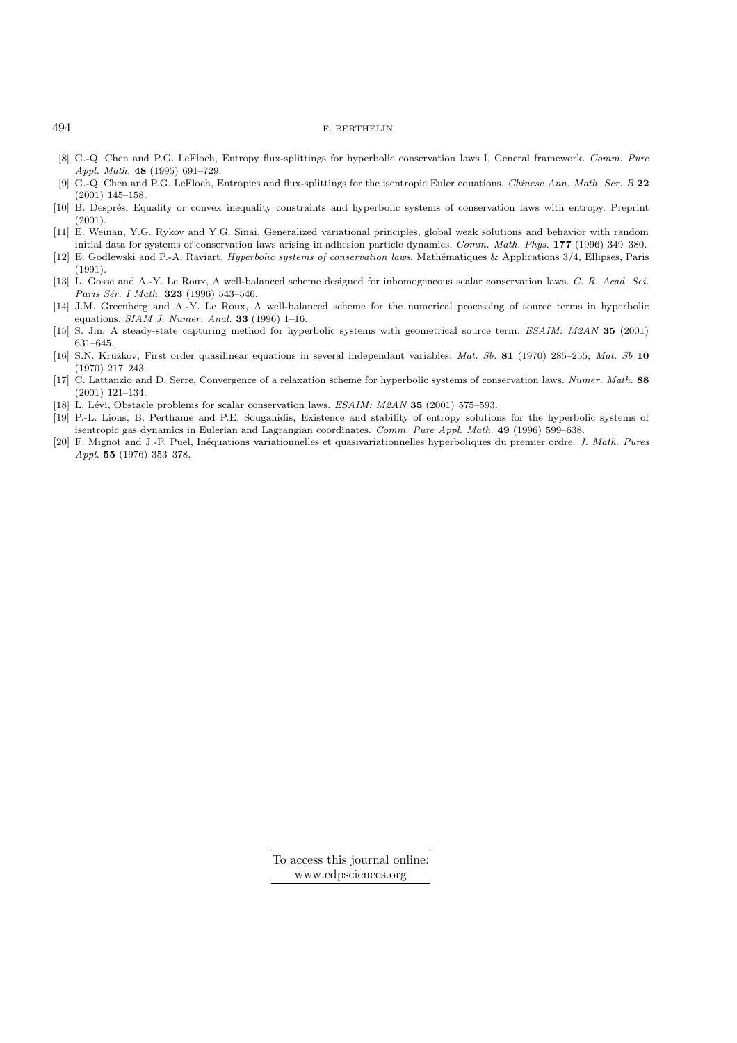[8] G.-Q. Chen and P.G. LeFloch, Entropy flux-splittings for hyperbolic conservation laws I, General framework. *Comm. Pure Appl. Math.* **48** (1995) 691–729.

[9] G.-Q. Chen and P.G. LeFloch, Entropies and flux-splittings for the isentropic Euler equations. *Chinese Ann. Math. Ser. B* **22** (2001) 145–158.

[10] B. Després, Equality or convex inequality constraints and hyperbolic systems of conservation laws with entropy. Preprint (2001).

[11] E. Weinan, Y.G. Rykov and Y.G. Sinai, Generalized variational principles, global weak solutions and behavior with random initial data for systems of conservation laws arising in adhesion particle dynamics. *Comm. Math. Phys.* **177** (1996) 349–380.

[12] E. Godlewski and P.-A. Raviart, *Hyperbolic systems of conservation laws*. Mathématiques & Applications 3/4, Ellipses, Paris (1991).

[13] L. Gosse and A.-Y. Le Roux, A well-balanced scheme designed for inhomogeneous scalar conservation laws. *C. R. Acad. Sci. Paris Sér. I Math.* **323** (1996) 543–546.

[14] J.M. Greenberg and A.-Y. Le Roux, A well-balanced scheme for the numerical processing of source terms in hyperbolic equations. *SIAM J. Numer. Anal.* **33** (1996) 1–16.

[15] S. Jin, A steady-state capturing method for hyperbolic systems with geometrical source term. *ESAIM: M2AN* **35** (2001) 631–645.

[16] S.N. Kružkov, First order quasilinear equations in several independant variables. *Mat. Sb.* **81** (1970) 285–255; *Mat. Sb* **10** (1970) 217–243.

[17] C. Lattanzio and D. Serre, Convergence of a relaxation scheme for hyperbolic systems of conservation laws. *Numer. Math.* **88** (2001) 121–134.

[18] L. Lévi, Obstacle problems for scalar conservation laws. *ESAIM: M2AN* **35** (2001) 575–593.

[19] P.-L. Lions, B. Perthame and P.E. Souganidis, Existence and stability of entropy solutions for the hyperbolic systems of isentropic gas dynamics in Eulerian and Lagrangian coordinates. *Comm. Pure Appl. Math.* **49** (1996) 599–638.

[20] F. Mignot and J.-P. Puel, Inéquations variationnelles et quasivariationnelles hyperboliques du premier ordre. *J. Math. Pures Appl.* **55** (1976) 353–378.

To access this journal online:
www.edpsciences.org